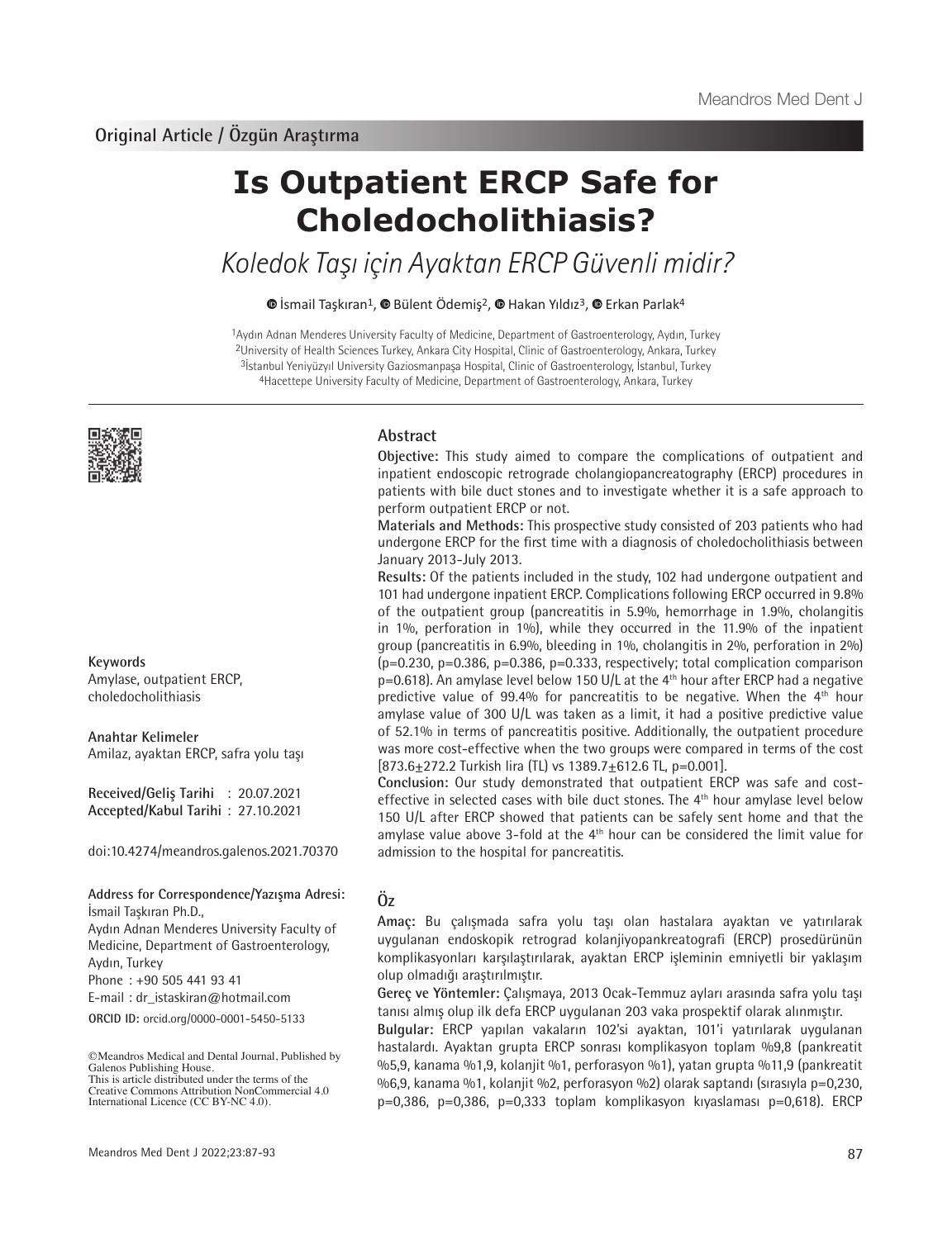Original Article / Özgün Araştırma

# Is Outpatient ERCP Safe for Choledocholithiasis?

*Koledok Taşı için Ayaktan ERCP Güvenli midir?*

İsmail Taşkıran[1], Bülent Ödemiş[2], Hakan Yıldız[3], Erkan Parlak[4]

[1]Aydın Adnan Menderes University Faculty of Medicine, Department of Gastroenterology, Aydın, Turkey
[2]University of Health Sciences Turkey, Ankara City Hospital, Clinic of Gastroenterology, Ankara, Turkey
[3]İstanbul Yeniyüzyıl University Gaziosmanpaşa Hospital, Clinic of Gastroenterology, İstanbul, Turkey
[4]Hacettepe University Faculty of Medicine, Department of Gastroenterology, Ankara, Turkey

## Abstract

**Objective:** This study aimed to compare the complications of outpatient and inpatient endoscopic retrograde cholangiopancreatography (ERCP) procedures in patients with bile duct stones and to investigate whether it is a safe approach to perform outpatient ERCP or not.

**Materials and Methods:** This prospective study consisted of 203 patients who had undergone ERCP for the first time with a diagnosis of choledocholithiasis between January 2013-July 2013.

**Results:** Of the patients included in the study, 102 had undergone outpatient and 101 had undergone inpatient ERCP. Complications following ERCP occurred in 9.8% of the outpatient group (pancreatitis in 5.9%, hemorrhage in 1.9%, cholangitis in 1%, perforation in 1%), while they occurred in the 11.9% of the inpatient group (pancreatitis in 6.9%, bleeding in 1%, cholangitis in 2%, perforation in 2%) (p=0.230, p=0.386, p=0.386, p=0.333, respectively; total complication comparison p=0.618). An amylase level below 150 U/L at the 4th hour after ERCP had a negative predictive value of 99.4% for pancreatitis to be negative. When the 4th hour amylase value of 300 U/L was taken as a limit, it had a positive predictive value of 52.1% in terms of pancreatitis positive. Additionally, the outpatient procedure was more cost-effective when the two groups were compared in terms of the cost [873.6±272.2 Turkish lira (TL) vs 1389.7±612.6 TL, p=0.001].

**Conclusion:** Our study demonstrated that outpatient ERCP was safe and cost-effective in selected cases with bile duct stones. The 4th hour amylase level below 150 U/L after ERCP showed that patients can be safely sent home and that the amylase value above 3-fold at the 4th hour can be considered the limit value for admission to the hospital for pancreatitis.

**Keywords**
Amylase, outpatient ERCP, choledocholithiasis

**Anahtar Kelimeler**
Amilaz, ayaktan ERCP, safra yolu taşı

**Received/Geliş Tarihi** : 20.07.2021
**Accepted/Kabul Tarihi** : 27.10.2021

doi:10.4274/meandros.galenos.2021.70370

**Address for Correspondence/Yazışma Adresi:**
İsmail Taşkıran Ph.D.,
Aydın Adnan Menderes University Faculty of Medicine, Department of Gastroenterology, Aydın, Turkey
Phone : +90 505 441 93 41
E-mail : dr_istaskiran@hotmail.com
**ORCID ID:** orcid.org/0000-0001-5450-5133

©Meandros Medical and Dental Journal, Published by Galenos Publishing House.
This is article distributed under the terms of the Creative Commons Attribution NonCommercial 4.0 International Licence (CC BY-NC 4.0).

## Öz

**Amaç:** Bu çalışmada safra yolu taşı olan hastalara ayaktan ve yatırılarak uygulanan endoskopik retrograd kolanjiyopankreatografi (ERCP) prosedürünün komplikasyonları karşılaştırılarak, ayaktan ERCP işleminin emniyetli bir yaklaşım olup olmadığı araştırılmıştır.

**Gereç ve Yöntemler:** Çalışmaya, 2013 Ocak-Temmuz ayları arasında safra yolu taşı tanısı almış olup ilk defa ERCP uygulanan 203 vaka prospektif olarak alınmıştır.

**Bulgular:** ERCP yapılan vakaların 102'si ayaktan, 101'i yatırılarak uygulanan hastalardı. Ayaktan grupta ERCP sonrası komplikasyon toplam %9,8 (pankreatit %5,9, kanama %1,9, kolanjit %1, perforasyon %1), yatan grupta %11,9 (pankreatit %6,9, kanama %1, kolanjit %2, perforasyon %2) olarak saptandı (sırasıyla p=0,230, p=0,386, p=0,386, p=0,333 toplam komplikasyon kıyaslaması p=0,618). ERCP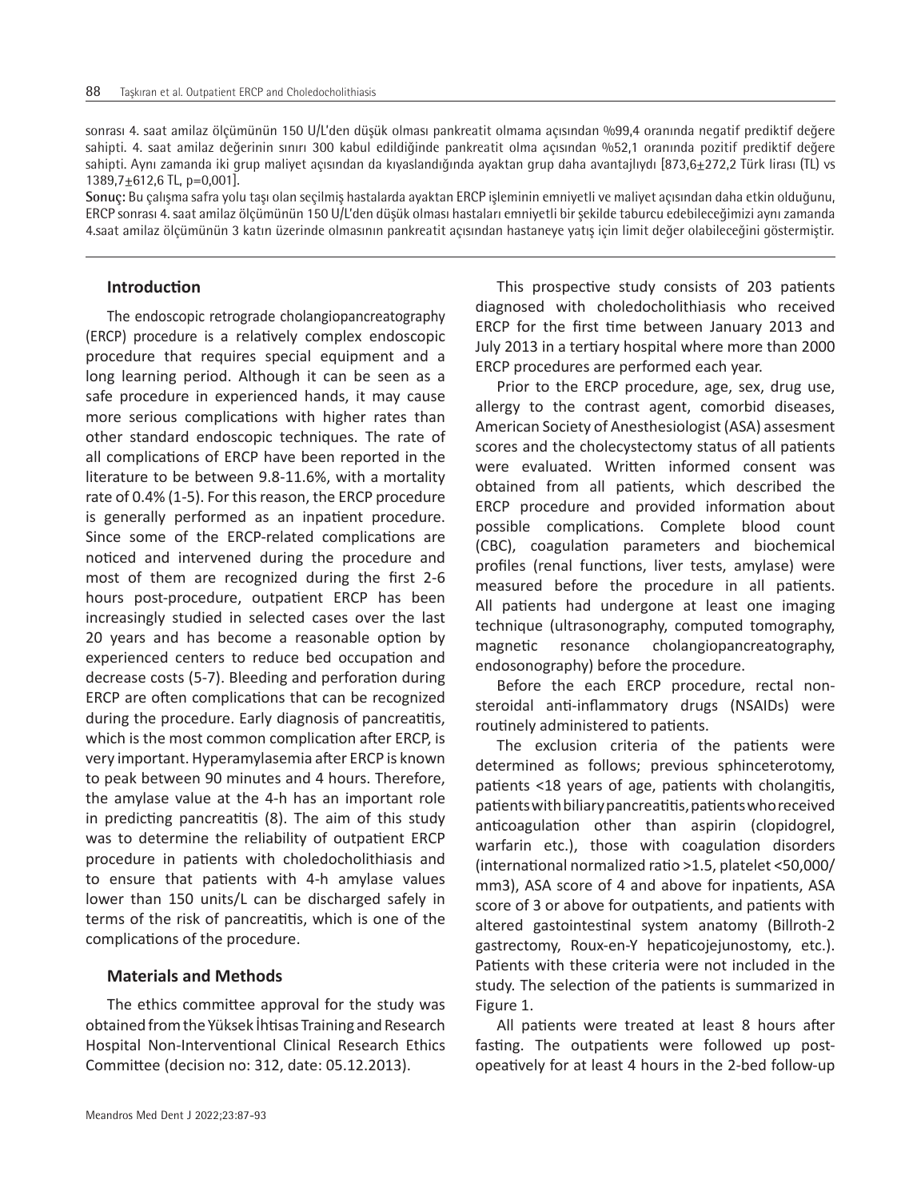sonrası 4. saat amilaz ölçümünün 150 U/L'den düşük olması pankreatit olmama açısından %99,4 oranında negatif prediktif değere sahipti. 4. saat amilaz değerinin sınırı 300 kabul edildiğinde pankreatit olma açısından %52,1 oranında pozitif prediktif değere sahipti. Aynı zamanda iki grup maliyet açısından da kıyaslandığında ayaktan grup daha avantajlıydı [873,6±272,2 Türk lirası (TL) vs 1389,7±612,6 TL, p=0,001].

**Sonuç:** Bu çalışma safra yolu taşı olan seçilmiş hastalarda ayaktan ERCP işleminin emniyetli ve maliyet açısından daha etkin olduğunu, ERCP sonrası 4. saat amilaz ölçümünün 150 U/L'den düşük olması hastaları emniyetli bir şekilde taburcu edebileceğimizi aynı zamanda 4.saat amilaz ölçümünün 3 katın üzerinde olmasının pankreatit açısından hastaneye yatış için limit değer olabileceğini göstermiştir.

## Introduction

The endoscopic retrograde cholangiopancreatography (ERCP) procedure is a relatively complex endoscopic procedure that requires special equipment and a long learning period. Although it can be seen as a safe procedure in experienced hands, it may cause more serious complications with higher rates than other standard endoscopic techniques. The rate of all complications of ERCP have been reported in the literature to be between 9.8-11.6%, with a mortality rate of 0.4% (1-5). For this reason, the ERCP procedure is generally performed as an inpatient procedure. Since some of the ERCP-related complications are noticed and intervened during the procedure and most of them are recognized during the first 2-6 hours post-procedure, outpatient ERCP has been increasingly studied in selected cases over the last 20 years and has become a reasonable option by experienced centers to reduce bed occupation and decrease costs (5-7). Bleeding and perforation during ERCP are often complications that can be recognized during the procedure. Early diagnosis of pancreatitis, which is the most common complication after ERCP, is very important. Hyperamylasemia after ERCP is known to peak between 90 minutes and 4 hours. Therefore, the amylase value at the 4-h has an important role in predicting pancreatitis (8). The aim of this study was to determine the reliability of outpatient ERCP procedure in patients with choledocholithiasis and to ensure that patients with 4-h amylase values lower than 150 units/L can be discharged safely in terms of the risk of pancreatitis, which is one of the complications of the procedure.

## Materials and Methods

The ethics committee approval for the study was obtained from the Yüksek İhtisas Training and Research Hospital Non-Interventional Clinical Research Ethics Committee (decision no: 312, date: 05.12.2013).

This prospective study consists of 203 patients diagnosed with choledocholithiasis who received ERCP for the first time between January 2013 and July 2013 in a tertiary hospital where more than 2000 ERCP procedures are performed each year.

Prior to the ERCP procedure, age, sex, drug use, allergy to the contrast agent, comorbid diseases, American Society of Anesthesiologist (ASA) assesment scores and the cholecystectomy status of all patients were evaluated. Written informed consent was obtained from all patients, which described the ERCP procedure and provided information about possible complications. Complete blood count (CBC), coagulation parameters and biochemical profiles (renal functions, liver tests, amylase) were measured before the procedure in all patients. All patients had undergone at least one imaging technique (ultrasonography, computed tomography, magnetic resonance cholangiopancreatography, endosonography) before the procedure.

Before the each ERCP procedure, rectal non-steroidal anti-inflammatory drugs (NSAIDs) were routinely administered to patients.

The exclusion criteria of the patients were determined as follows; previous sphinceterotomy, patients <18 years of age, patients with cholangitis, patients with biliary pancreatitis, patients who received anticoagulation other than aspirin (clopidogrel, warfarin etc.), those with coagulation disorders (international normalized ratio >1.5, platelet <50,000/mm3), ASA score of 4 and above for inpatients, ASA score of 3 or above for outpatients, and patients with altered gastointestinal system anatomy (Billroth-2 gastrectomy, Roux-en-Y hepaticojejunostomy, etc.). Patients with these criteria were not included in the study. The selection of the patients is summarized in Figure 1.

All patients were treated at least 8 hours after fasting. The outpatients were followed up post-opeatively for at least 4 hours in the 2-bed follow-up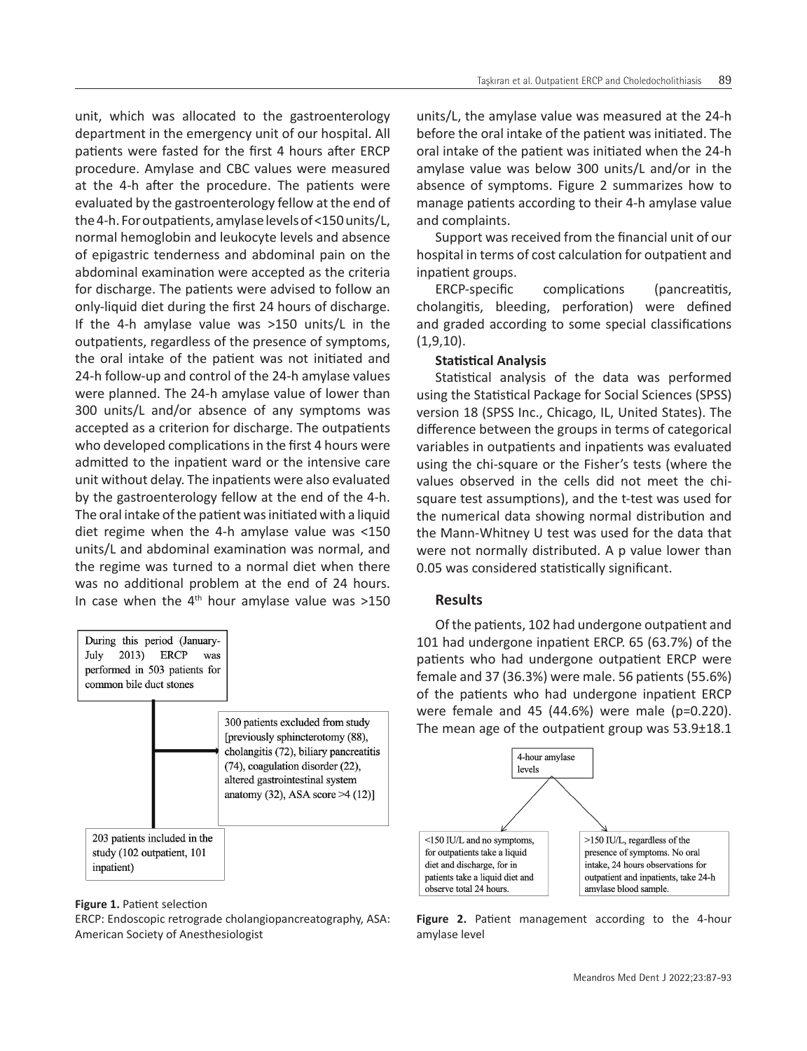unit, which was allocated to the gastroenterology department in the emergency unit of our hospital. All patients were fasted for the first 4 hours after ERCP procedure. Amylase and CBC values were measured at the 4-h after the procedure. The patients were evaluated by the gastroenterology fellow at the end of the 4-h. For outpatients, amylase levels of <150 units/L, normal hemoglobin and leukocyte levels and absence of epigastric tenderness and abdominal pain on the abdominal examination were accepted as the criteria for discharge. The patients were advised to follow an only-liquid diet during the first 24 hours of discharge. If the 4-h amylase value was >150 units/L in the outpatients, regardless of the presence of symptoms, the oral intake of the patient was not initiated and 24-h follow-up and control of the 24-h amylase values were planned. The 24-h amylase value of lower than 300 units/L and/or absence of any symptoms was accepted as a criterion for discharge. The outpatients who developed complications in the first 4 hours were admitted to the inpatient ward or the intensive care unit without delay. The inpatients were also evaluated by the gastroenterology fellow at the end of the 4-h. The oral intake of the patient was initiated with a liquid diet regime when the 4-h amylase value was <150 units/L and abdominal examination was normal, and the regime was turned to a normal diet when there was no additional problem at the end of 24 hours. In case when the 4$^{th}$ hour amylase value was >150 units/L, the amylase value was measured at the 24-h before the oral intake of the patient was initiated. The oral intake of the patient was initiated when the 24-h amylase value was below 300 units/L and/or in the absence of symptoms. Figure 2 summarizes how to manage patients according to their 4-h amylase value and complaints.

During this period (January-July 2013) ERCP was performed in 503 patients for common bile duct stones

300 patients excluded from study [previously sphincterotomy (88), cholangitis (72), biliary pancreatitis (74), coagulation disorder (22), altered gastrointestinal system anatomy (32), ASA score >4 (12)]

203 patients included in the study (102 outpatient, 101 inpatient)

**Figure 1.** Patient selection

ERCP: Endoscopic retrograde cholangiopancreatography, ASA: American Society of Anesthesiologist

Support was received from the financial unit of our hospital in terms of cost calculation for outpatient and inpatient groups.

ERCP-specific complications (pancreatitis, cholangitis, bleeding, perforation) were defined and graded according to some special classifications (1,9,10).

### Statistical Analysis

Statistical analysis of the data was performed using the Statistical Package for Social Sciences (SPSS) version 18 (SPSS Inc., Chicago, IL, United States). The difference between the groups in terms of categorical variables in outpatients and inpatients was evaluated using the chi-square or the Fisher's tests (where the values observed in the cells did not meet the chi-square test assumptions), and the t-test was used for the numerical data showing normal distribution and the Mann-Whitney U test was used for the data that were not normally distributed. A p value lower than 0.05 was considered statistically significant.

## Results

Of the patients, 102 had undergone outpatient and 101 had undergone inpatient ERCP. 65 (63.7%) of the patients who had undergone outpatient ERCP were female and 37 (36.3%) were male. 56 patients (55.6%) of the patients who had undergone inpatient ERCP were female and 45 (44.6%) were male (p=0.220). The mean age of the outpatient group was 53.9±18.1

4-hour amylase levels

<150 IU/L and no symptoms, for outpatients take a liquid diet and discharge, for in patients take a liquid diet and observe total 24 hours.

>150 IU/L, regardless of the presence of symptoms. No oral intake, 24 hours observations for outpatient and inpatients, take 24-h amylase blood sample.

**Figure 2.** Patient management according to the 4-hour amylase level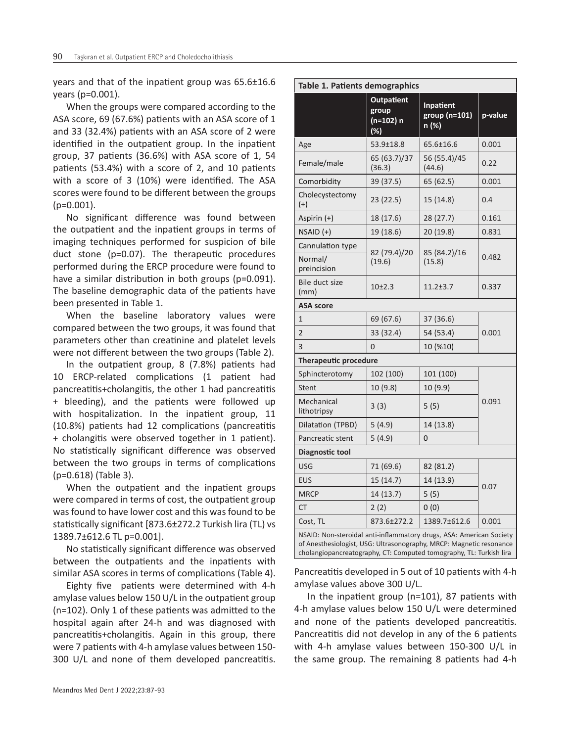years and that of the inpatient group was 65.6±16.6 years (p=0.001).

When the groups were compared according to the ASA score, 69 (67.6%) patients with an ASA score of 1 and 33 (32.4%) patients with an ASA score of 2 were identified in the outpatient group. In the inpatient group, 37 patients (36.6%) with ASA score of 1, 54 patients (53.4%) with a score of 2, and 10 patients with a score of 3 (10%) were identified. The ASA scores were found to be different between the groups (p=0.001).

No significant difference was found between the outpatient and the inpatient groups in terms of imaging techniques performed for suspicion of bile duct stone (p=0.07). The therapeutic procedures performed during the ERCP procedure were found to have a similar distribution in both groups (p=0.091). The baseline demographic data of the patients have been presented in Table 1.

When the baseline laboratory values were compared between the two groups, it was found that parameters other than creatinine and platelet levels were not different between the two groups (Table 2).

In the outpatient group, 8 (7.8%) patients had 10 ERCP-related complications (1 patient had pancreatitis+cholangitis, the other 1 had pancreatitis + bleeding), and the patients were followed up with hospitalization. In the inpatient group, 11 (10.8%) patients had 12 complications (pancreatitis + cholangitis were observed together in 1 patient). No statistically significant difference was observed between the two groups in terms of complications (p=0.618) (Table 3).

When the outpatient and the inpatient groups were compared in terms of cost, the outpatient group was found to have lower cost and this was found to be statistically significant [873.6±272.2 Turkish lira (TL) vs 1389.7±612.6 TL p=0.001].

No statistically significant difference was observed between the outpatients and the inpatients with similar ASA scores in terms of complications (Table 4).

Eighty five patients were determined with 4-h amylase values below 150 U/L in the outpatient group (n=102). Only 1 of these patients was admitted to the hospital again after 24-h and was diagnosed with pancreatitis+cholangitis. Again in this group, there were 7 patients with 4-h amylase values between 150-300 U/L and none of them developed pancreatitis. Pancreatitis developed in 5 out of 10 patients with 4-h amylase values above 300 U/L.

In the inpatient group (n=101), 87 patients with 4-h amylase values below 150 U/L were determined and none of the patients developed pancreatitis. Pancreatitis did not develop in any of the 6 patients with 4-h amylase values between 150-300 U/L in the same group. The remaining 8 patients had 4-h

**Table 1. Patients demographics**

| | Outpatient group (n=102) n (%) | Inpatient group (n=101) n (%) | p-value |
|---|---|---|---|
| Age | 53.9±18.8 | 65.6±16.6 | 0.001 |
| Female/male | 65 (63.7)/37 (36.3) | 56 (55.4)/45 (44.6) | 0.22 |
| Comorbidity | 39 (37.5) | 65 (62.5) | 0.001 |
| Cholecystectomy (+) | 23 (22.5) | 15 (14.8) | 0.4 |
| Aspirin (+) | 18 (17.6) | 28 (27.7) | 0.161 |
| NSAID (+) | 19 (18.6) | 20 (19.8) | 0.831 |
| Cannulation type Normal/preincision | 82 (79.4)/20 (19.6) | 85 (84.2)/16 (15.8) | 0.482 |
| Bile duct size (mm) | 10±2.3 | 11.2±3.7 | 0.337 |
| **ASA score** | | | |
| 1 | 69 (67.6) | 37 (36.6) | 0.001 |
| 2 | 33 (32.4) | 54 (53.4) | |
| 3 | 0 | 10 (%10) | |
| **Therapeutic procedure** | | | |
| Sphincterotomy | 102 (100) | 101 (100) | 0.091 |
| Stent | 10 (9.8) | 10 (9.9) | |
| Mechanical lithotripsy | 3 (3) | 5 (5) | |
| Dilatation (TPBD) | 5 (4.9) | 14 (13.8) | |
| Pancreatic stent | 5 (4.9) | 0 | |
| **Diagnostic tool** | | | |
| USG | 71 (69.6) | 82 (81.2) | 0.07 |
| EUS | 15 (14.7) | 14 (13.9) | |
| MRCP | 14 (13.7) | 5 (5) | |
| CT | 2 (2) | 0 (0) | |
| Cost, TL | 873.6±272.2 | 1389.7±612.6 | 0.001 |

NSAID: Non-steroidal anti-inflammatory drugs, ASA: American Society of Anesthesiologist, USG: Ultrasonography, MRCP: Magnetic resonance cholangiopancreatography, CT: Computed tomography, TL: Turkish lira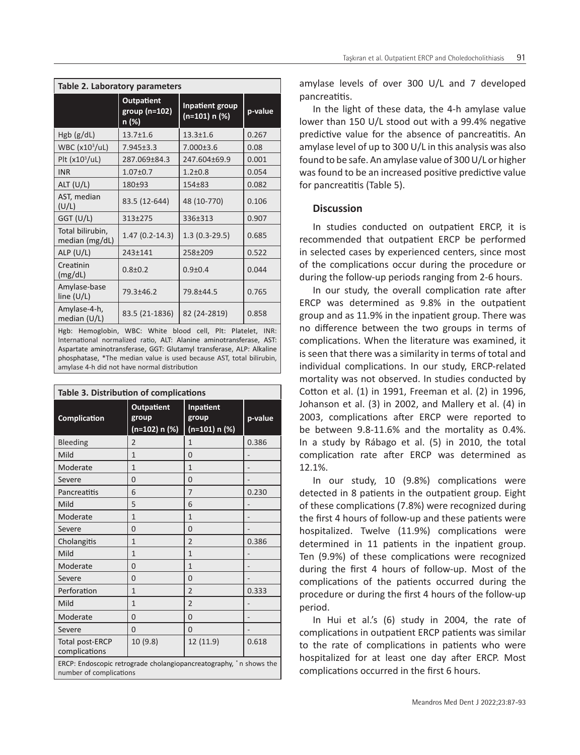**Table 2. Laboratory parameters**

| | Outpatient group (n=102) n (%) | Inpatient group (n=101) n (%) | p-value |
|---|---|---|---|
| Hgb (g/dL) | 13.7±1.6 | 13.3±1.6 | 0.267 |
| WBC ($x10^3$/uL) | 7.945±3.3 | 7.000±3.6 | 0.08 |
| Plt ($x10^3$/uL) | 287.069±84.3 | 247.604±69.9 | 0.001 |
| INR | 1.07±0.7 | 1.2±0.8 | 0.054 |
| ALT (U/L) | 180±93 | 154±83 | 0.082 |
| AST, median (U/L) | 83.5 (12-644) | 48 (10-770) | 0.106 |
| GGT (U/L) | 313±275 | 336±313 | 0.907 |
| Total bilirubin, median (mg/dL) | 1.47 (0.2-14.3) | 1.3 (0.3-29.5) | 0.685 |
| ALP (U/L) | 243±141 | 258±209 | 0.522 |
| Creatinin (mg/dL) | 0.8±0.2 | 0.9±0.4 | 0.044 |
| Amylase-base line (U/L) | 79.3±46.2 | 79.8±44.5 | 0.765 |
| Amylase-4-h, median (U/L) | 83.5 (21-1836) | 82 (24-2819) | 0.858 |

Hgb: Hemoglobin, WBC: White blood cell, Plt: Platelet, INR: International normalized ratio, ALT: Alanine aminotransferase, AST: Aspartate aminotransferase, GGT: Glutamyl transferase, ALP: Alkaline phosphatase, *The median value is used because AST, total bilirubin, amylase 4-h did not have normal distribution

**Table 3. Distribution of complications**

| Complication | Outpatient group (n=102) n (%) | Inpatient group (n=101) n (%) | p-value |
|---|---|---|---|
| Bleeding | 2 | 1 | 0.386 |
| Mild | 1 | 0 | - |
| Moderate | 1 | 1 | - |
| Severe | 0 | 0 | - |
| Pancreatitis | 6 | 7 | 0.230 |
| Mild | 5 | 6 | - |
| Moderate | 1 | 1 | - |
| Severe | 0 | 0 | - |
| Cholangitis | 1 | 2 | 0.386 |
| Mild | 1 | 1 | - |
| Moderate | 0 | 1 | - |
| Severe | 0 | 0 | - |
| Perforation | 1 | 2 | 0.333 |
| Mild | 1 | 2 | - |
| Moderate | 0 | 0 | - |
| Severe | 0 | 0 | - |
| Total post-ERCP complications | 10 (9.8) | 12 (11.9) | 0.618 |

ERCP: Endoscopic retrograde cholangiopancreatography, * n shows the number of complications

amylase levels of over 300 U/L and 7 developed pancreatitis.

In the light of these data, the 4-h amylase value lower than 150 U/L stood out with a 99.4% negative predictive value for the absence of pancreatitis. An amylase level of up to 300 U/L in this analysis was also found to be safe. An amylase value of 300 U/L or higher was found to be an increased positive predictive value for pancreatitis (Table 5).

## Discussion

In studies conducted on outpatient ERCP, it is recommended that outpatient ERCP be performed in selected cases by experienced centers, since most of the complications occur during the procedure or during the follow-up periods ranging from 2-6 hours.

In our study, the overall complication rate after ERCP was determined as 9.8% in the outpatient group and as 11.9% in the inpatient group. There was no difference between the two groups in terms of complications. When the literature was examined, it is seen that there was a similarity in terms of total and individual complications. In our study, ERCP-related mortality was not observed. In studies conducted by Cotton et al. (1) in 1991, Freeman et al. (2) in 1996, Johanson et al. (3) in 2002, and Mallery et al. (4) in 2003, complications after ERCP were reported to be between 9.8-11.6% and the mortality as 0.4%. In a study by Rábago et al. (5) in 2010, the total complication rate after ERCP was determined as 12.1%.

In our study, 10 (9.8%) complications were detected in 8 patients in the outpatient group. Eight of these complications (7.8%) were recognized during the first 4 hours of follow-up and these patients were hospitalized. Twelve (11.9%) complications were determined in 11 patients in the inpatient group. Ten (9.9%) of these complications were recognized during the first 4 hours of follow-up. Most of the complications of the patients occurred during the procedure or during the first 4 hours of the follow-up period.

In Hui et al.'s (6) study in 2004, the rate of complications in outpatient ERCP patients was similar to the rate of complications in patients who were hospitalized for at least one day after ERCP. Most complications occurred in the first 6 hours.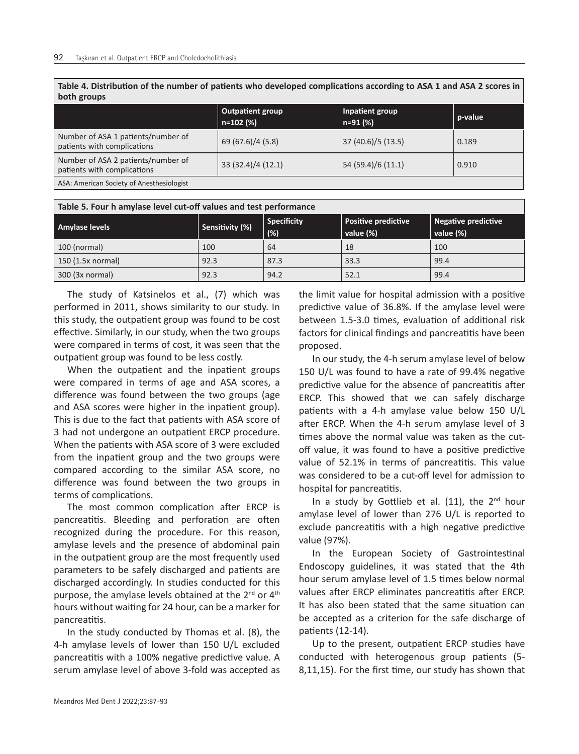**Table 4. Distribution of the number of patients who developed complications according to ASA 1 and ASA 2 scores in both groups**

| | Outpatient group n=102 (%) | Inpatient group n=91 (%) | p-value |
|---|---|---|---|
| Number of ASA 1 patients/number of patients with complications | 69 (67.6)/4 (5.8) | 37 (40.6)/5 (13.5) | 0.189 |
| Number of ASA 2 patients/number of patients with complications | 33 (32.4)/4 (12.1) | 54 (59.4)/6 (11.1) | 0.910 |

ASA: American Society of Anesthesiologist

**Table 5. Four h amylase level cut-off values and test performance**

| Amylase levels | Sensitivity (%) | Specificity (%) | Positive predictive value (%) | Negative predictive value (%) |
|---|---|---|---|---|
| 100 (normal) | 100 | 64 | 18 | 100 |
| 150 (1.5x normal) | 92.3 | 87.3 | 33.3 | 99.4 |
| 300 (3x normal) | 92.3 | 94.2 | 52.1 | 99.4 |

The study of Katsinelos et al., (7) which was performed in 2011, shows similarity to our study. In this study, the outpatient group was found to be cost effective. Similarly, in our study, when the two groups were compared in terms of cost, it was seen that the outpatient group was found to be less costly.

When the outpatient and the inpatient groups were compared in terms of age and ASA scores, a difference was found between the two groups (age and ASA scores were higher in the inpatient group). This is due to the fact that patients with ASA score of 3 had not undergone an outpatient ERCP procedure. When the patients with ASA score of 3 were excluded from the inpatient group and the two groups were compared according to the similar ASA score, no difference was found between the two groups in terms of complications.

The most common complication after ERCP is pancreatitis. Bleeding and perforation are often recognized during the procedure. For this reason, amylase levels and the presence of abdominal pain in the outpatient group are the most frequently used parameters to be safely discharged and patients are discharged accordingly. In studies conducted for this purpose, the amylase levels obtained at the 2nd or 4th hours without waiting for 24 hour, can be a marker for pancreatitis.

In the study conducted by Thomas et al. (8), the 4-h amylase levels of lower than 150 U/L excluded pancreatitis with a 100% negative predictive value. A serum amylase level of above 3-fold was accepted as the limit value for hospital admission with a positive predictive value of 36.8%. If the amylase level were between 1.5-3.0 times, evaluation of additional risk factors for clinical findings and pancreatitis have been proposed.

In our study, the 4-h serum amylase level of below 150 U/L was found to have a rate of 99.4% negative predictive value for the absence of pancreatitis after ERCP. This showed that we can safely discharge patients with a 4-h amylase value below 150 U/L after ERCP. When the 4-h serum amylase level of 3 times above the normal value was taken as the cut-off value, it was found to have a positive predictive value of 52.1% in terms of pancreatitis. This value was considered to be a cut-off level for admission to hospital for pancreatitis.

In a study by Gottlieb et al. (11), the 2nd hour amylase level of lower than 276 U/L is reported to exclude pancreatitis with a high negative predictive value (97%).

In the European Society of Gastrointestinal Endoscopy guidelines, it was stated that the 4th hour serum amylase level of 1.5 times below normal values after ERCP eliminates pancreatitis after ERCP. It has also been stated that the same situation can be accepted as a criterion for the safe discharge of patients (12-14).

Up to the present, outpatient ERCP studies have conducted with heterogenous group patients (5-8,11,15). For the first time, our study has shown that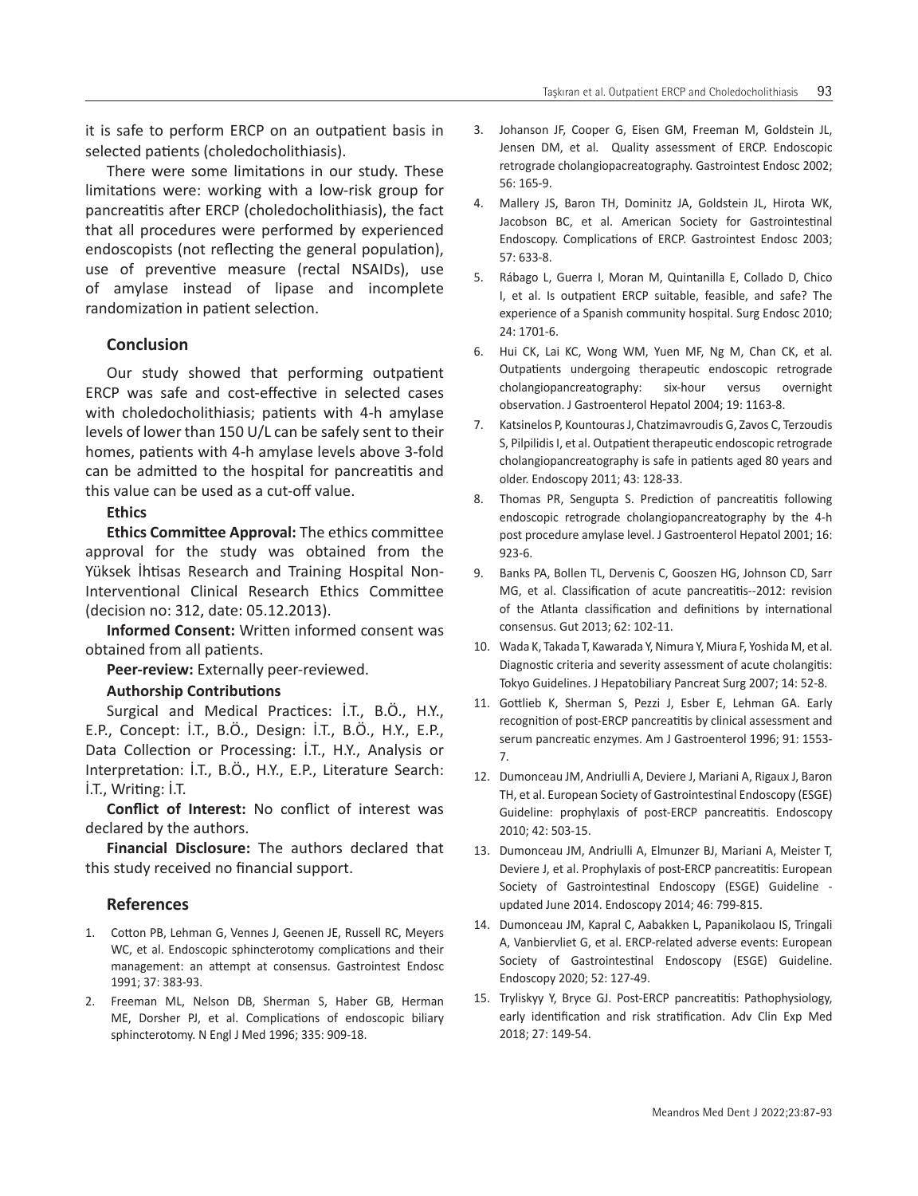it is safe to perform ERCP on an outpatient basis in selected patients (choledocholithiasis).

There were some limitations in our study. These limitations were: working with a low-risk group for pancreatitis after ERCP (choledocholithiasis), the fact that all procedures were performed by experienced endoscopists (not reflecting the general population), use of preventive measure (rectal NSAIDs), use of amylase instead of lipase and incomplete randomization in patient selection.

## Conclusion

Our study showed that performing outpatient ERCP was safe and cost-effective in selected cases with choledocholithiasis; patients with 4-h amylase levels of lower than 150 U/L can be safely sent to their homes, patients with 4-h amylase levels above 3-fold can be admitted to the hospital for pancreatitis and this value can be used as a cut-off value.

**Ethics**

**Ethics Committee Approval:** The ethics committee approval for the study was obtained from the Yüksek İhtisas Research and Training Hospital Non-Interventional Clinical Research Ethics Committee (decision no: 312, date: 05.12.2013).

**Informed Consent:** Written informed consent was obtained from all patients.

**Peer-review:** Externally peer-reviewed.

**Authorship Contributions**

Surgical and Medical Practices: İ.T., B.Ö., H.Y., E.P., Concept: İ.T., B.Ö., Design: İ.T., B.Ö., H.Y., E.P., Data Collection or Processing: İ.T., H.Y., Analysis or Interpretation: İ.T., B.Ö., H.Y., E.P., Literature Search: İ.T., Writing: İ.T.

**Conflict of Interest:** No conflict of interest was declared by the authors.

**Financial Disclosure:** The authors declared that this study received no financial support.

## References

1. Cotton PB, Lehman G, Vennes J, Geenen JE, Russell RC, Meyers WC, et al. Endoscopic sphincterotomy complications and their management: an attempt at consensus. Gastrointest Endosc 1991; 37: 383-93.
2. Freeman ML, Nelson DB, Sherman S, Haber GB, Herman ME, Dorsher PJ, et al. Complications of endoscopic biliary sphincterotomy. N Engl J Med 1996; 335: 909-18.
3. Johanson JF, Cooper G, Eisen GM, Freeman M, Goldstein JL, Jensen DM, et al. Quality assessment of ERCP. Endoscopic retrograde cholangiopacreatography. Gastrointest Endosc 2002; 56: 165-9.
4. Mallery JS, Baron TH, Dominitz JA, Goldstein JL, Hirota WK, Jacobson BC, et al. American Society for Gastrointestinal Endoscopy. Complications of ERCP. Gastrointest Endosc 2003; 57: 633-8.
5. Rábago L, Guerra I, Moran M, Quintanilla E, Collado D, Chico I, et al. Is outpatient ERCP suitable, feasible, and safe? The experience of a Spanish community hospital. Surg Endosc 2010; 24: 1701-6.
6. Hui CK, Lai KC, Wong WM, Yuen MF, Ng M, Chan CK, et al. Outpatients undergoing therapeutic endoscopic retrograde cholangiopancreatography: six-hour versus overnight observation. J Gastroenterol Hepatol 2004; 19: 1163-8.
7. Katsinelos P, Kountouras J, Chatzimavroudis G, Zavos C, Terzoudis S, Pilpilidis I, et al. Outpatient therapeutic endoscopic retrograde cholangiopancreatography is safe in patients aged 80 years and older. Endoscopy 2011; 43: 128-33.
8. Thomas PR, Sengupta S. Prediction of pancreatitis following endoscopic retrograde cholangiopancreatography by the 4-h post procedure amylase level. J Gastroenterol Hepatol 2001; 16: 923-6.
9. Banks PA, Bollen TL, Dervenis C, Gooszen HG, Johnson CD, Sarr MG, et al. Classification of acute pancreatitis--2012: revision of the Atlanta classification and definitions by international consensus. Gut 2013; 62: 102-11.
10. Wada K, Takada T, Kawarada Y, Nimura Y, Miura F, Yoshida M, et al. Diagnostic criteria and severity assessment of acute cholangitis: Tokyo Guidelines. J Hepatobiliary Pancreat Surg 2007; 14: 52-8.
11. Gottlieb K, Sherman S, Pezzi J, Esber E, Lehman GA. Early recognition of post-ERCP pancreatitis by clinical assessment and serum pancreatic enzymes. Am J Gastroenterol 1996; 91: 1553-7.
12. Dumonceau JM, Andriulli A, Deviere J, Mariani A, Rigaux J, Baron TH, et al. European Society of Gastrointestinal Endoscopy (ESGE) Guideline: prophylaxis of post-ERCP pancreatitis. Endoscopy 2010; 42: 503-15.
13. Dumonceau JM, Andriulli A, Elmunzer BJ, Mariani A, Meister T, Deviere J, et al. Prophylaxis of post-ERCP pancreatitis: European Society of Gastrointestinal Endoscopy (ESGE) Guideline - updated June 2014. Endoscopy 2014; 46: 799-815.
14. Dumonceau JM, Kapral C, Aabakken L, Papanikolaou IS, Tringali A, Vanbiervliet G, et al. ERCP-related adverse events: European Society of Gastrointestinal Endoscopy (ESGE) Guideline. Endoscopy 2020; 52: 127-49.
15. Tryliskyy Y, Bryce GJ. Post-ERCP pancreatitis: Pathophysiology, early identification and risk stratification. Adv Clin Exp Med 2018; 27: 149-54.